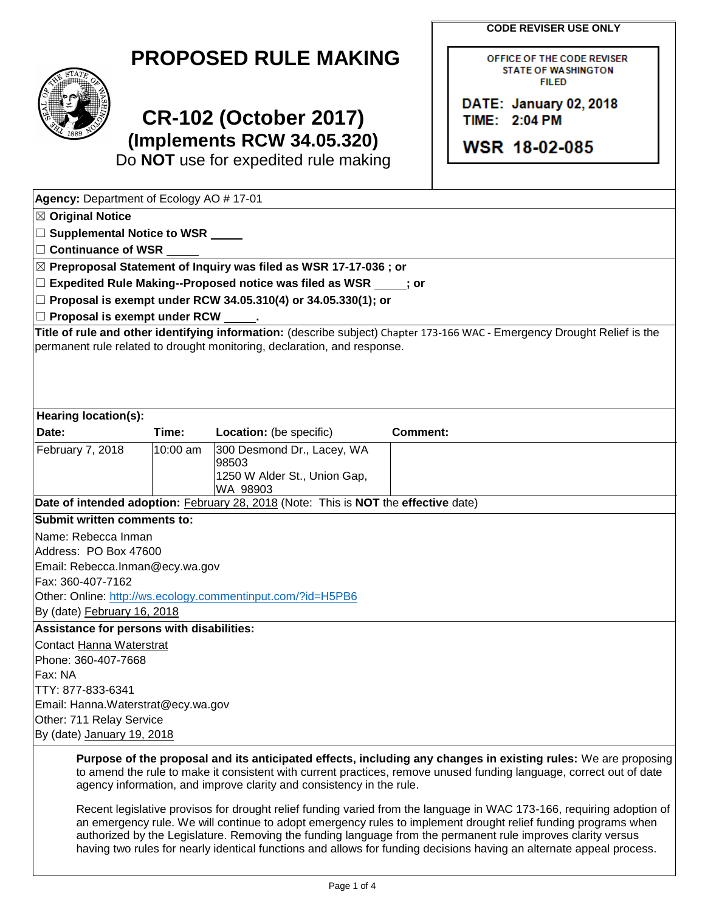# PROPOSED RULE MAKING

## CR-102 (October 2017)
### (Implements RCW 34.05.320)
Do **NOT** use for expedited rule making

**CODE REVISER USE ONLY**

OFFICE OF THE CODE REVISER
STATE OF WASHINGTON
FILED

DATE: January 02, 2018
TIME: 2:04 PM

WSR 18-02-085

**Agency:** Department of Ecology AO # 17-01

☒ **Original Notice**

☐ **Supplemental Notice to WSR** _____

☐ **Continuance of WSR** _____

☒ **Preproposal Statement of Inquiry was filed as WSR 17-17-036 ; or**

☐ **Expedited Rule Making--Proposed notice was filed as WSR _____; or**

☐ **Proposal is exempt under RCW 34.05.310(4) or 34.05.330(1); or**

☐ **Proposal is exempt under RCW _____.**

**Title of rule and other identifying information:** (describe subject) Chapter 173-166 WAC - Emergency Drought Relief is the permanent rule related to drought monitoring, declaration, and response.

**Hearing location(s):**

| Date: | Time: | Location: (be specific) | Comment: |
|---|---|---|---|
| February 7, 2018 | 10:00 am | 300 Desmond Dr., Lacey, WA 98503<br>1250 W Alder St., Union Gap, WA 98903 | |

**Date of intended adoption:** February 28, 2018 (Note: This is **NOT** the **effective** date)

**Submit written comments to:**

Name: Rebecca Inman
Address: PO Box 47600
Email: Rebecca.Inman@ecy.wa.gov
Fax: 360-407-7162
Other: Online: http://ws.ecology.commentinput.com/?id=H5PB6
By (date) February 16, 2018

**Assistance for persons with disabilities:**

Contact Hanna Waterstrat
Phone: 360-407-7668
Fax: NA
TTY: 877-833-6341
Email: Hanna.Waterstrat@ecy.wa.gov
Other: 711 Relay Service
By (date) January 19, 2018

**Purpose of the proposal and its anticipated effects, including any changes in existing rules:** We are proposing to amend the rule to make it consistent with current practices, remove unused funding language, correct out of date agency information, and improve clarity and consistency in the rule.

Recent legislative provisos for drought relief funding varied from the language in WAC 173-166, requiring adoption of an emergency rule. We will continue to adopt emergency rules to implement drought relief funding programs when authorized by the Legislature. Removing the funding language from the permanent rule improves clarity versus having two rules for nearly identical functions and allows for funding decisions having an alternate appeal process.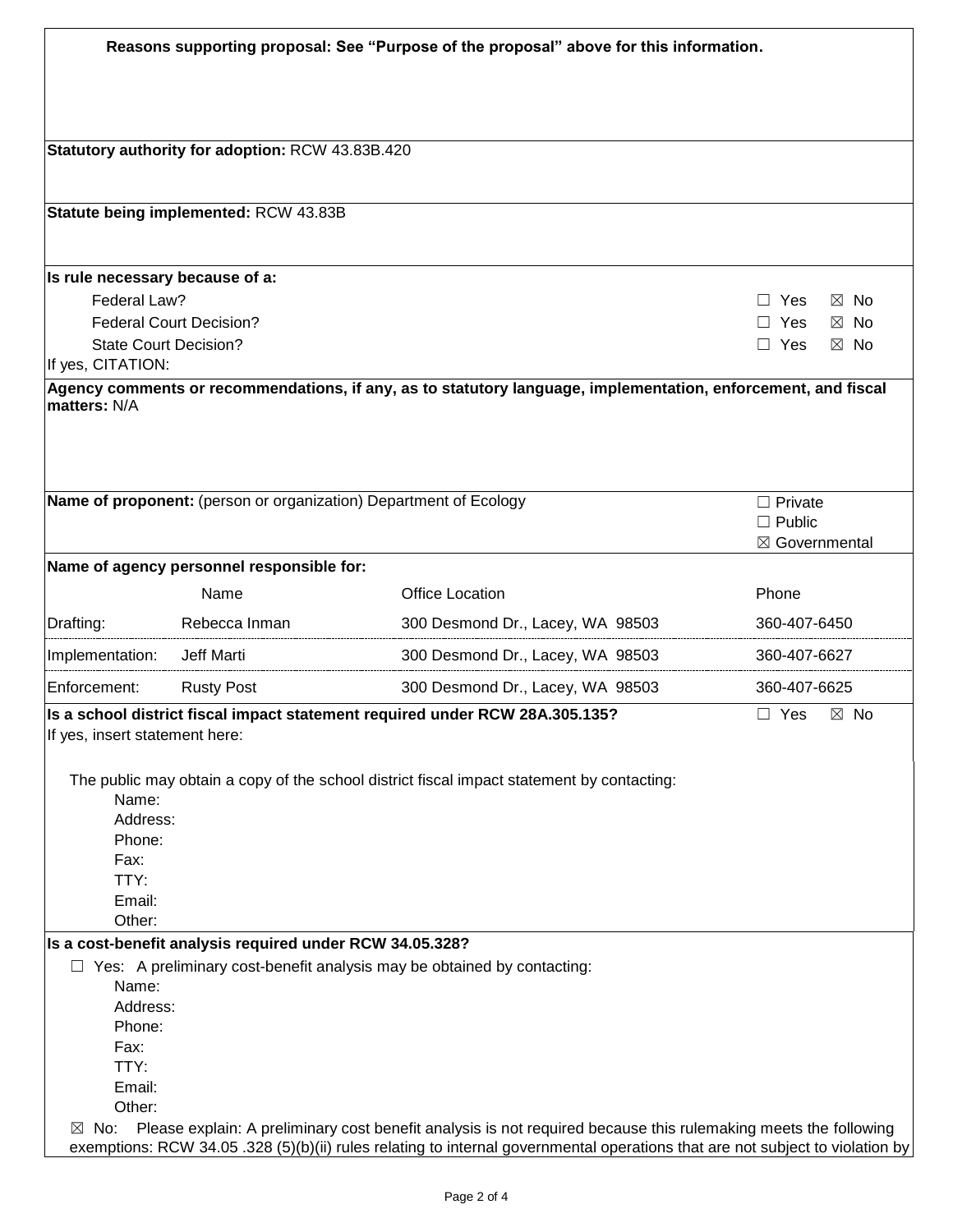**Reasons supporting proposal: See "Purpose of the proposal" above for this information.**

**Statutory authority for adoption:** RCW 43.83B.420

**Statute being implemented:** RCW 43.83B

**Is rule necessary because of a:**

| | |
|---|---|
| Federal Law? | ☐ Yes ☒ No |
| Federal Court Decision? | ☐ Yes ☒ No |
| State Court Decision? | ☐ Yes ☒ No |

If yes, CITATION:

**Agency comments or recommendations, if any, as to statutory language, implementation, enforcement, and fiscal matters:** N/A

**Name of proponent:** (person or organization) Department of Ecology

☐ Private
☐ Public
☒ Governmental

**Name of agency personnel responsible for:**

| | Name | Office Location | Phone |
|---|---|---|---|
| Drafting: | Rebecca Inman | 300 Desmond Dr., Lacey, WA 98503 | 360-407-6450 |
| Implementation: | Jeff Marti | 300 Desmond Dr., Lacey, WA 98503 | 360-407-6627 |
| Enforcement: | Rusty Post | 300 Desmond Dr., Lacey, WA 98503 | 360-407-6625 |

**Is a school district fiscal impact statement required under RCW 28A.305.135?** ☐ Yes ☒ No

If yes, insert statement here:

The public may obtain a copy of the school district fiscal impact statement by contacting:

Name:
Address:
Phone:
Fax:
TTY:
Email:
Other:

**Is a cost-benefit analysis required under RCW 34.05.328?**

☐ Yes: A preliminary cost-benefit analysis may be obtained by contacting:

Name:
Address:
Phone:
Fax:
TTY:
Email:
Other:

☒ No: Please explain: A preliminary cost benefit analysis is not required because this rulemaking meets the following exemptions: RCW 34.05 .328 (5)(b)(ii) rules relating to internal governmental operations that are not subject to violation by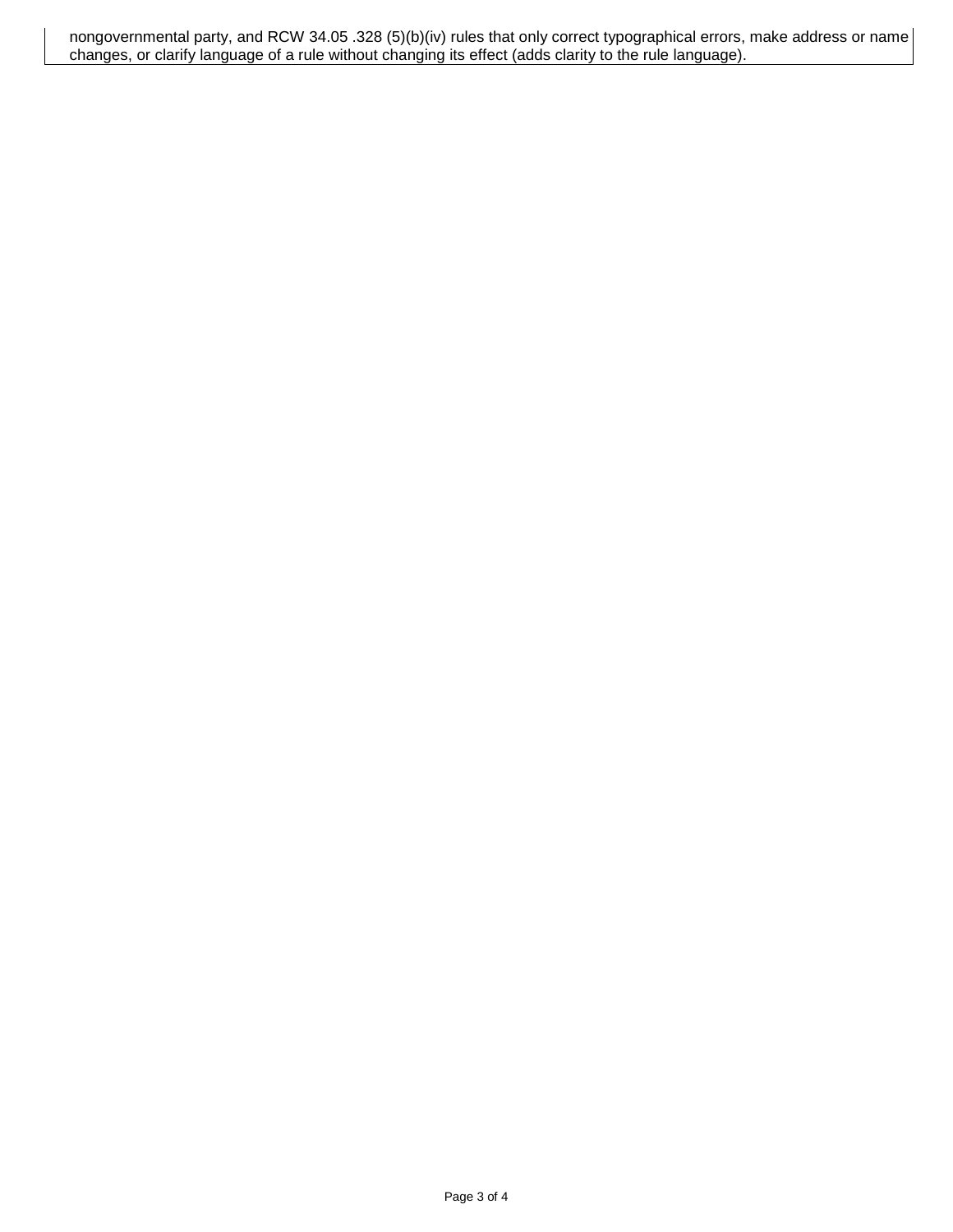nongovernmental party, and RCW 34.05 .328 (5)(b)(iv) rules that only correct typographical errors, make address or name changes, or clarify language of a rule without changing its effect (adds clarity to the rule language).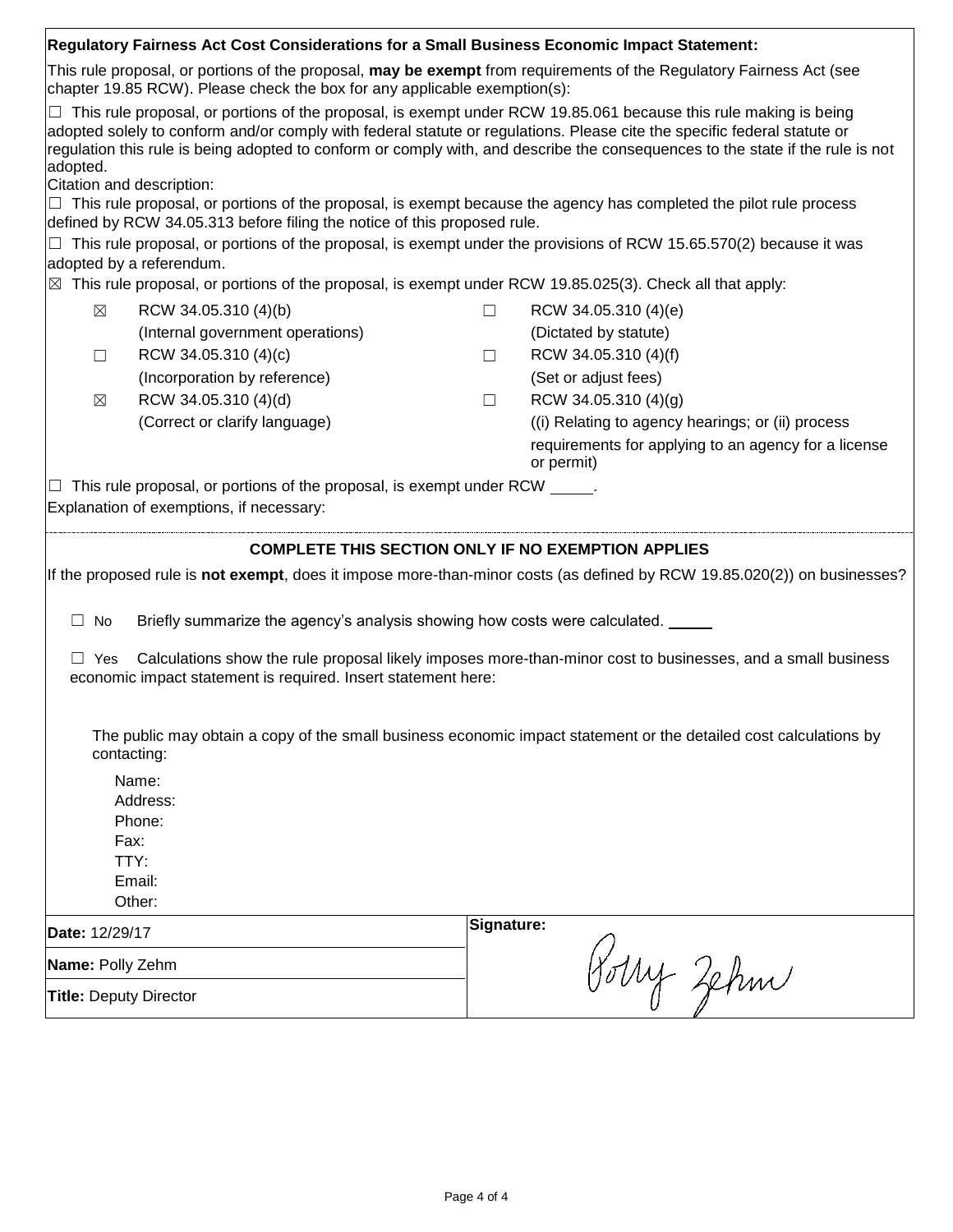**Regulatory Fairness Act Cost Considerations for a Small Business Economic Impact Statement:**

This rule proposal, or portions of the proposal, **may be exempt** from requirements of the Regulatory Fairness Act (see chapter 19.85 RCW). Please check the box for any applicable exemption(s):

☐ This rule proposal, or portions of the proposal, is exempt under RCW 19.85.061 because this rule making is being adopted solely to conform and/or comply with federal statute or regulations. Please cite the specific federal statute or regulation this rule is being adopted to conform or comply with, and describe the consequences to the state if the rule is not adopted.

Citation and description:

☐ This rule proposal, or portions of the proposal, is exempt because the agency has completed the pilot rule process defined by RCW 34.05.313 before filing the notice of this proposed rule.

☐ This rule proposal, or portions of the proposal, is exempt under the provisions of RCW 15.65.570(2) because it was adopted by a referendum.

☒ This rule proposal, or portions of the proposal, is exempt under RCW 19.85.025(3). Check all that apply:

| | | | |
|---|---|---|---|
| ☒ | RCW 34.05.310 (4)(b) (Internal government operations) | ☐ | RCW 34.05.310 (4)(e) (Dictated by statute) |
| ☐ | RCW 34.05.310 (4)(c) (Incorporation by reference) | ☐ | RCW 34.05.310 (4)(f) (Set or adjust fees) |
| ☒ | RCW 34.05.310 (4)(d) (Correct or clarify language) | ☐ | RCW 34.05.310 (4)(g) ((i) Relating to agency hearings; or (ii) process requirements for applying to an agency for a license or permit) |

☐ This rule proposal, or portions of the proposal, is exempt under RCW \_\_\_\_\_.

Explanation of exemptions, if necessary:

**COMPLETE THIS SECTION ONLY IF NO EXEMPTION APPLIES**

If the proposed rule is **not exempt**, does it impose more-than-minor costs (as defined by RCW 19.85.020(2)) on businesses?

☐ No Briefly summarize the agency's analysis showing how costs were calculated. \_\_\_\_\_

☐ Yes Calculations show the rule proposal likely imposes more-than-minor cost to businesses, and a small business economic impact statement is required. Insert statement here:

The public may obtain a copy of the small business economic impact statement or the detailed cost calculations by contacting:

Name:
Address:
Phone:
Fax:
TTY:
Email:
Other:

**Date:** 12/29/17

**Name:** Polly Zehm

**Title:** Deputy Director

**Signature:** Polly Zehm